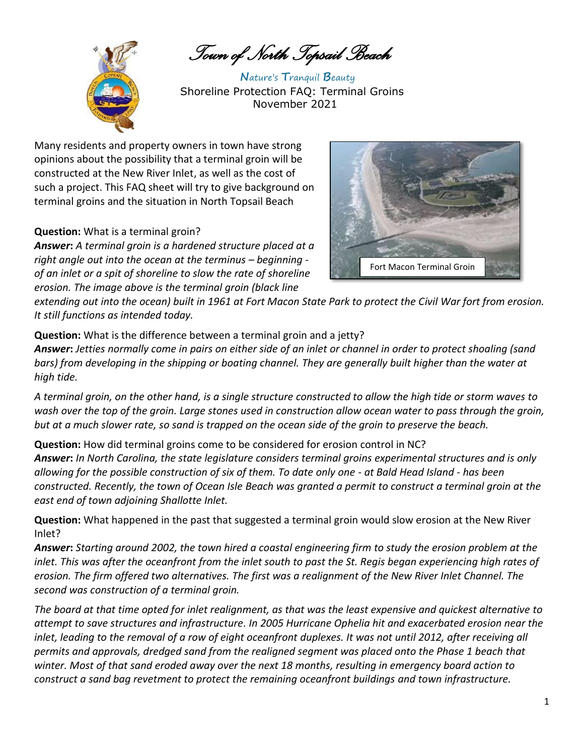# Town of North Topsail Beach

*Nature's Tranquil Beauty*

Shoreline Protection FAQ: Terminal Groins

November 2021

Many residents and property owners in town have strong opinions about the possibility that a terminal groin will be constructed at the New River Inlet, as well as the cost of such a project. This FAQ sheet will try to give background on terminal groins and the situation in North Topsail Beach

Fort Macon Terminal Groin

**Question:** What is a terminal groin?

***Answer*:** *A terminal groin is a hardened structure placed at a right angle out into the ocean at the terminus – beginning - of an inlet or a spit of shoreline to slow the rate of shoreline erosion. The image above is the terminal groin (black line extending out into the ocean) built in 1961 at Fort Macon State Park to protect the Civil War fort from erosion. It still functions as intended today.*

**Question:** What is the difference between a terminal groin and a jetty?

***Answer*:** *Jetties normally come in pairs on either side of an inlet or channel in order to protect shoaling (sand bars) from developing in the shipping or boating channel. They are generally built higher than the water at high tide.*

*A terminal groin, on the other hand, is a single structure constructed to allow the high tide or storm waves to wash over the top of the groin. Large stones used in construction allow ocean water to pass through the groin, but at a much slower rate, so sand is trapped on the ocean side of the groin to preserve the beach.*

**Question:** How did terminal groins come to be considered for erosion control in NC?

***Answer*:** *In North Carolina, the state legislature considers terminal groins experimental structures and is only allowing for the possible construction of six of them. To date only one - at Bald Head Island - has been constructed. Recently, the town of Ocean Isle Beach was granted a permit to construct a terminal groin at the east end of town adjoining Shallotte Inlet.*

**Question:** What happened in the past that suggested a terminal groin would slow erosion at the New River Inlet?

***Answer*:** *Starting around 2002, the town hired a coastal engineering firm to study the erosion problem at the inlet. This was after the oceanfront from the inlet south to past the St. Regis began experiencing high rates of erosion. The firm offered two alternatives. The first was a realignment of the New River Inlet Channel. The second was construction of a terminal groin.*

*The board at that time opted for inlet realignment, as that was the least expensive and quickest alternative to attempt to save structures and infrastructure. In 2005 Hurricane Ophelia hit and exacerbated erosion near the inlet, leading to the removal of a row of eight oceanfront duplexes. It was not until 2012, after receiving all permits and approvals, dredged sand from the realigned segment was placed onto the Phase 1 beach that winter. Most of that sand eroded away over the next 18 months, resulting in emergency board action to construct a sand bag revetment to protect the remaining oceanfront buildings and town infrastructure.*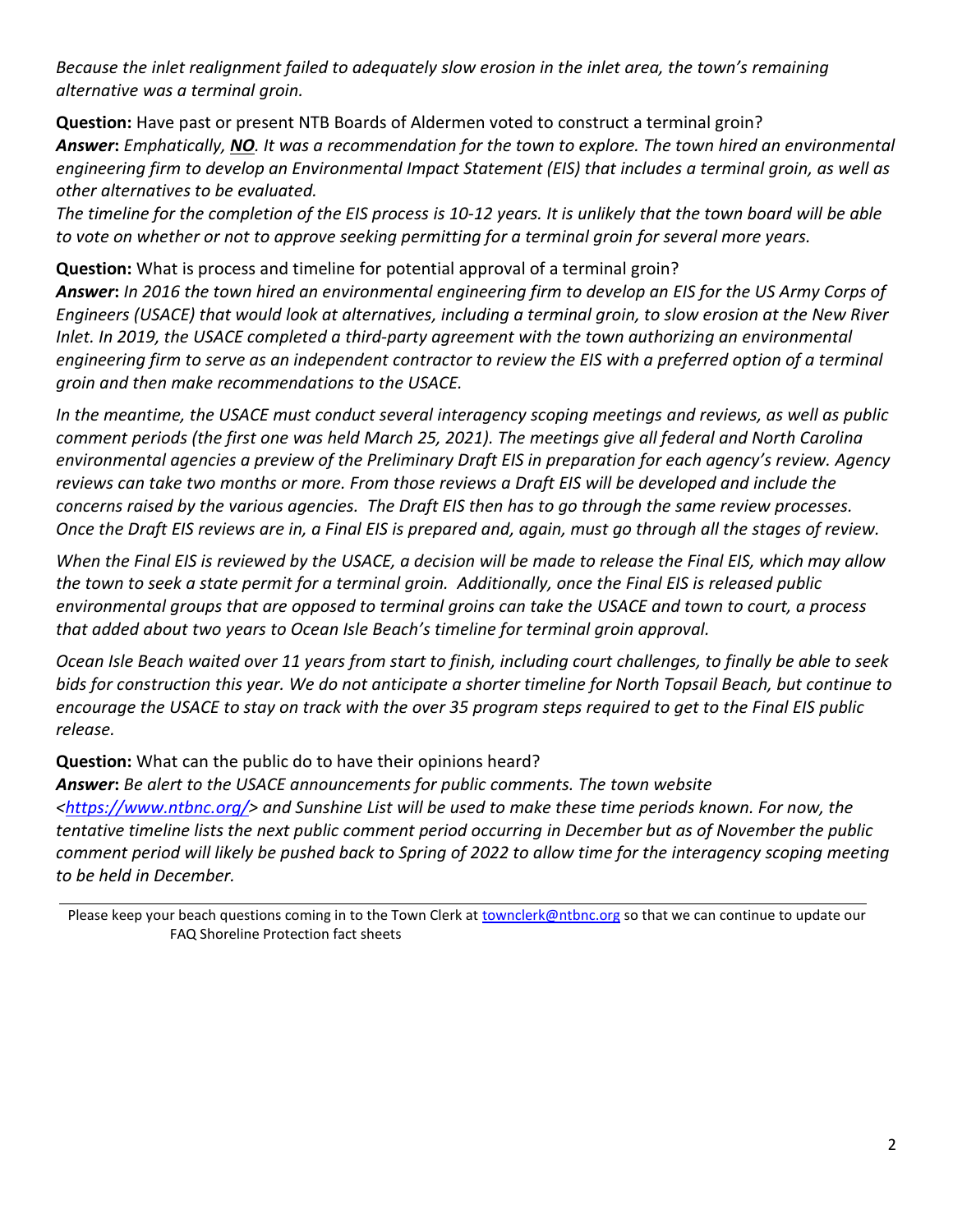*Because the inlet realignment failed to adequately slow erosion in the inlet area, the town's remaining alternative was a terminal groin.*

**Question:** Have past or present NTB Boards of Aldermen voted to construct a terminal groin?
***Answer*:** *Emphatically, **NO**. It was a recommendation for the town to explore. The town hired an environmental engineering firm to develop an Environmental Impact Statement (EIS) that includes a terminal groin, as well as other alternatives to be evaluated.*
*The timeline for the completion of the EIS process is 10-12 years. It is unlikely that the town board will be able to vote on whether or not to approve seeking permitting for a terminal groin for several more years.*

**Question:** What is process and timeline for potential approval of a terminal groin?
***Answer*:** *In 2016 the town hired an environmental engineering firm to develop an EIS for the US Army Corps of Engineers (USACE) that would look at alternatives, including a terminal groin, to slow erosion at the New River Inlet. In 2019, the USACE completed a third-party agreement with the town authorizing an environmental engineering firm to serve as an independent contractor to review the EIS with a preferred option of a terminal groin and then make recommendations to the USACE.*

*In the meantime, the USACE must conduct several interagency scoping meetings and reviews, as well as public comment periods (the first one was held March 25, 2021). The meetings give all federal and North Carolina environmental agencies a preview of the Preliminary Draft EIS in preparation for each agency's review. Agency reviews can take two months or more. From those reviews a Draft EIS will be developed and include the concerns raised by the various agencies. The Draft EIS then has to go through the same review processes. Once the Draft EIS reviews are in, a Final EIS is prepared and, again, must go through all the stages of review.*

*When the Final EIS is reviewed by the USACE, a decision will be made to release the Final EIS, which may allow the town to seek a state permit for a terminal groin. Additionally, once the Final EIS is released public environmental groups that are opposed to terminal groins can take the USACE and town to court, a process that added about two years to Ocean Isle Beach's timeline for terminal groin approval.*

*Ocean Isle Beach waited over 11 years from start to finish, including court challenges, to finally be able to seek bids for construction this year. We do not anticipate a shorter timeline for North Topsail Beach, but continue to encourage the USACE to stay on track with the over 35 program steps required to get to the Final EIS public release.*

**Question:** What can the public do to have their opinions heard?
***Answer*:** *Be alert to the USACE announcements for public comments. The town website <https://www.ntbnc.org/> and Sunshine List will be used to make these time periods known. For now, the tentative timeline lists the next public comment period occurring in December but as of November the public comment period will likely be pushed back to Spring of 2022 to allow time for the interagency scoping meeting to be held in December.*

---

Please keep your beach questions coming in to the Town Clerk at townclerk@ntbnc.org so that we can continue to update our FAQ Shoreline Protection fact sheets